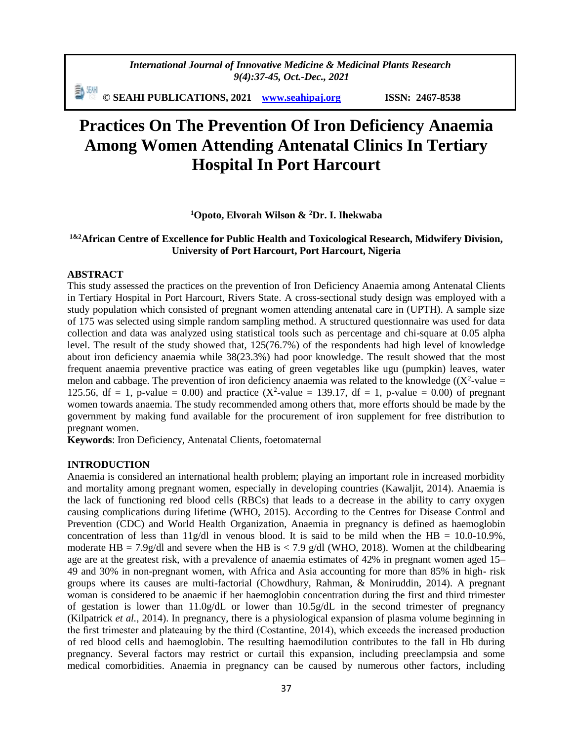# Practices On The Prevention Of Iron Deficiency Anaemia Among Women Attending Antenatal Clinics In Tertiary Hospital In Port Harcourt

**[1]Opoto, Elvorah Wilson & [2]Dr. I. Ihekwaba**

**[1&2]African Centre of Excellence for Public Health and Toxicological Research, Midwifery Division, University of Port Harcourt, Port Harcourt, Nigeria**

## ABSTRACT

This study assessed the practices on the prevention of Iron Deficiency Anaemia among Antenatal Clients in Tertiary Hospital in Port Harcourt, Rivers State. A cross-sectional study design was employed with a study population which consisted of pregnant women attending antenatal care in (UPTH). A sample size of 175 was selected using simple random sampling method. A structured questionnaire was used for data collection and data was analyzed using statistical tools such as percentage and chi-square at 0.05 alpha level. The result of the study showed that, 125(76.7%) of the respondents had high level of knowledge about iron deficiency anaemia while 38(23.3%) had poor knowledge. The result showed that the most frequent anaemia preventive practice was eating of green vegetables like ugu (pumpkin) leaves, water melon and cabbage. The prevention of iron deficiency anaemia was related to the knowledge (($X^2$-value = 125.56, df = 1, p-value = 0.00) and practice ($X^2$-value = 139.17, df = 1, p-value = 0.00) of pregnant women towards anaemia. The study recommended among others that, more efforts should be made by the government by making fund available for the procurement of iron supplement for free distribution to pregnant women.

**Keywords**: Iron Deficiency, Antenatal Clients, foetomaternal

## INTRODUCTION

Anaemia is considered an international health problem; playing an important role in increased morbidity and mortality among pregnant women, especially in developing countries (Kawaljit, 2014). Anaemia is the lack of functioning red blood cells (RBCs) that leads to a decrease in the ability to carry oxygen causing complications during lifetime (WHO, 2015). According to the Centres for Disease Control and Prevention (CDC) and World Health Organization, Anaemia in pregnancy is defined as haemoglobin concentration of less than 11g/dl in venous blood. It is said to be mild when the HB = 10.0-10.9%, moderate HB = 7.9g/dl and severe when the HB is < 7.9 g/dl (WHO, 2018). Women at the childbearing age are at the greatest risk, with a prevalence of anaemia estimates of 42% in pregnant women aged 15–49 and 30% in non-pregnant women, with Africa and Asia accounting for more than 85% in high- risk groups where its causes are multi-factorial (Chowdhury, Rahman, & Moniruddin, 2014). A pregnant woman is considered to be anaemic if her haemoglobin concentration during the first and third trimester of gestation is lower than 11.0g/dL or lower than 10.5g/dL in the second trimester of pregnancy (Kilpatrick *et al.*, 2014). In pregnancy, there is a physiological expansion of plasma volume beginning in the first trimester and plateauing by the third (Costantine, 2014), which exceeds the increased production of red blood cells and haemoglobin. The resulting haemodilution contributes to the fall in Hb during pregnancy. Several factors may restrict or curtail this expansion, including preeclampsia and some medical comorbidities. Anaemia in pregnancy can be caused by numerous other factors, including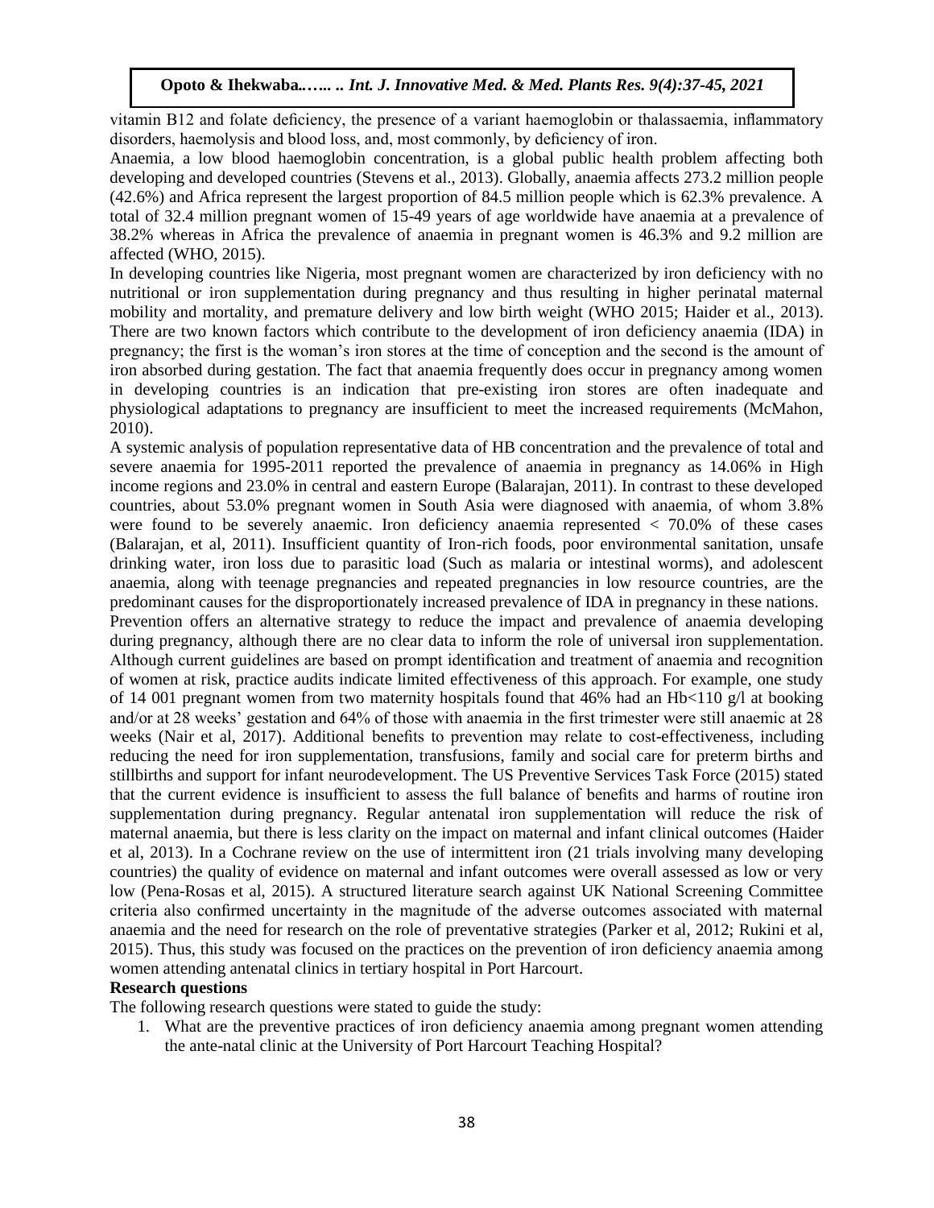vitamin B12 and folate deficiency, the presence of a variant haemoglobin or thalassaemia, inflammatory disorders, haemolysis and blood loss, and, most commonly, by deficiency of iron.

Anaemia, a low blood haemoglobin concentration, is a global public health problem affecting both developing and developed countries (Stevens et al., 2013). Globally, anaemia affects 273.2 million people (42.6%) and Africa represent the largest proportion of 84.5 million people which is 62.3% prevalence. A total of 32.4 million pregnant women of 15-49 years of age worldwide have anaemia at a prevalence of 38.2% whereas in Africa the prevalence of anaemia in pregnant women is 46.3% and 9.2 million are affected (WHO, 2015).

In developing countries like Nigeria, most pregnant women are characterized by iron deficiency with no nutritional or iron supplementation during pregnancy and thus resulting in higher perinatal maternal mobility and mortality, and premature delivery and low birth weight (WHO 2015; Haider et al., 2013). There are two known factors which contribute to the development of iron deficiency anaemia (IDA) in pregnancy; the first is the woman's iron stores at the time of conception and the second is the amount of iron absorbed during gestation. The fact that anaemia frequently does occur in pregnancy among women in developing countries is an indication that pre-existing iron stores are often inadequate and physiological adaptations to pregnancy are insufficient to meet the increased requirements (McMahon, 2010).

A systemic analysis of population representative data of HB concentration and the prevalence of total and severe anaemia for 1995-2011 reported the prevalence of anaemia in pregnancy as 14.06% in High income regions and 23.0% in central and eastern Europe (Balarajan, 2011). In contrast to these developed countries, about 53.0% pregnant women in South Asia were diagnosed with anaemia, of whom 3.8% were found to be severely anaemic. Iron deficiency anaemia represented < 70.0% of these cases (Balarajan, et al, 2011). Insufficient quantity of Iron-rich foods, poor environmental sanitation, unsafe drinking water, iron loss due to parasitic load (Such as malaria or intestinal worms), and adolescent anaemia, along with teenage pregnancies and repeated pregnancies in low resource countries, are the predominant causes for the disproportionately increased prevalence of IDA in pregnancy in these nations.

Prevention offers an alternative strategy to reduce the impact and prevalence of anaemia developing during pregnancy, although there are no clear data to inform the role of universal iron supplementation. Although current guidelines are based on prompt identification and treatment of anaemia and recognition of women at risk, practice audits indicate limited effectiveness of this approach. For example, one study of 14 001 pregnant women from two maternity hospitals found that 46% had an Hb<110 g/l at booking and/or at 28 weeks' gestation and 64% of those with anaemia in the first trimester were still anaemic at 28 weeks (Nair et al, 2017). Additional benefits to prevention may relate to cost-effectiveness, including reducing the need for iron supplementation, transfusions, family and social care for preterm births and stillbirths and support for infant neurodevelopment. The US Preventive Services Task Force (2015) stated that the current evidence is insufficient to assess the full balance of benefits and harms of routine iron supplementation during pregnancy. Regular antenatal iron supplementation will reduce the risk of maternal anaemia, but there is less clarity on the impact on maternal and infant clinical outcomes (Haider et al, 2013). In a Cochrane review on the use of intermittent iron (21 trials involving many developing countries) the quality of evidence on maternal and infant outcomes were overall assessed as low or very low (Pena-Rosas et al, 2015). A structured literature search against UK National Screening Committee criteria also confirmed uncertainty in the magnitude of the adverse outcomes associated with maternal anaemia and the need for research on the role of preventative strategies (Parker et al, 2012; Rukini et al, 2015). Thus, this study was focused on the practices on the prevention of iron deficiency anaemia among women attending antenatal clinics in tertiary hospital in Port Harcourt.

**Research questions**

The following research questions were stated to guide the study:

1. What are the preventive practices of iron deficiency anaemia among pregnant women attending the ante-natal clinic at the University of Port Harcourt Teaching Hospital?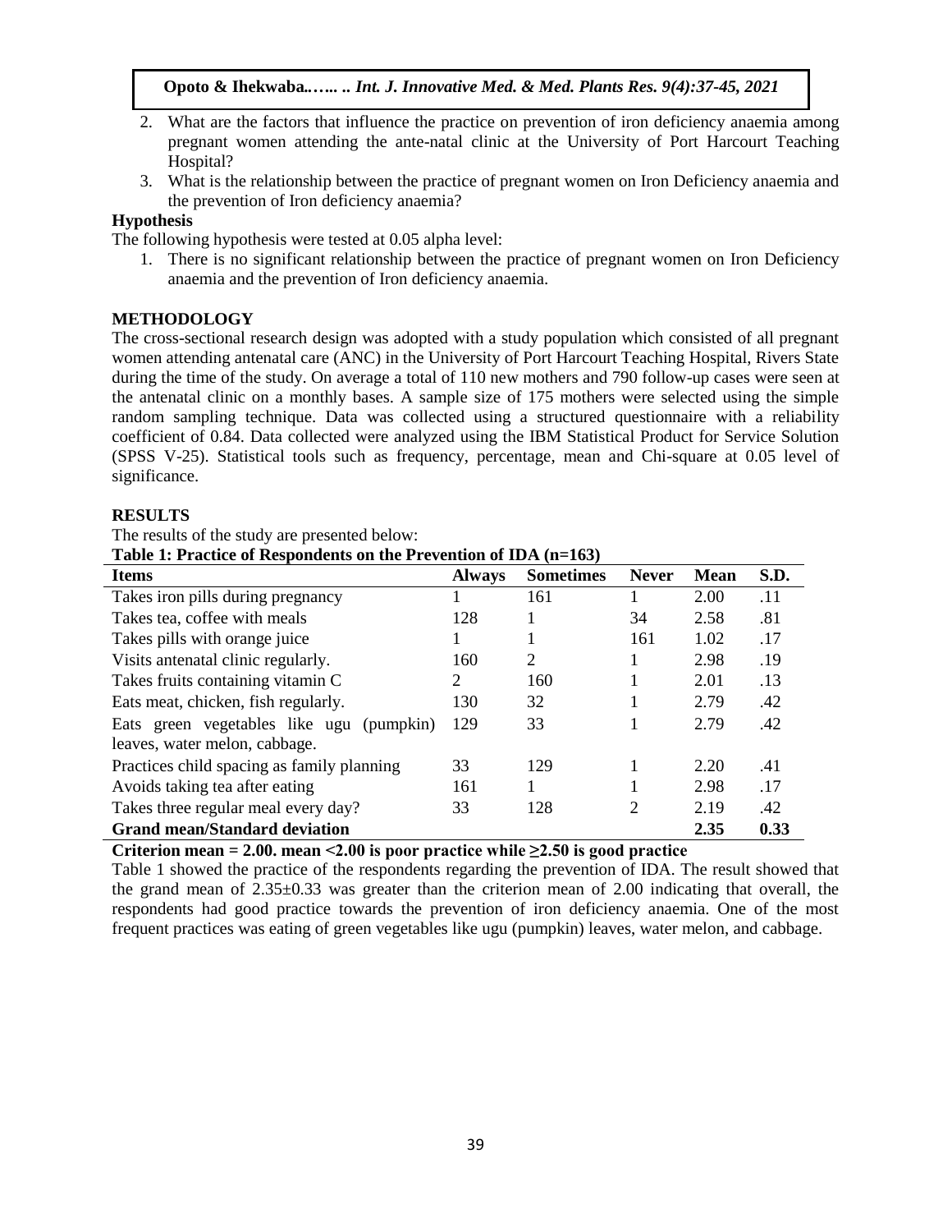2. What are the factors that influence the practice on prevention of iron deficiency anaemia among pregnant women attending the ante-natal clinic at the University of Port Harcourt Teaching Hospital?
3. What is the relationship between the practice of pregnant women on Iron Deficiency anaemia and the prevention of Iron deficiency anaemia?

## Hypothesis

The following hypothesis were tested at 0.05 alpha level:

1. There is no significant relationship between the practice of pregnant women on Iron Deficiency anaemia and the prevention of Iron deficiency anaemia.

## METHODOLOGY

The cross-sectional research design was adopted with a study population which consisted of all pregnant women attending antenatal care (ANC) in the University of Port Harcourt Teaching Hospital, Rivers State during the time of the study. On average a total of 110 new mothers and 790 follow-up cases were seen at the antenatal clinic on a monthly bases. A sample size of 175 mothers were selected using the simple random sampling technique. Data was collected using a structured questionnaire with a reliability coefficient of 0.84. Data collected were analyzed using the IBM Statistical Product for Service Solution (SPSS V-25). Statistical tools such as frequency, percentage, mean and Chi-square at 0.05 level of significance.

## RESULTS

The results of the study are presented below:

**Table 1: Practice of Respondents on the Prevention of IDA (n=163)**

| Items | Always | Sometimes | Never | Mean | S.D. |
|---|---|---|---|---|---|
| Takes iron pills during pregnancy | 1 | 161 | 1 | 2.00 | .11 |
| Takes tea, coffee with meals | 128 | 1 | 34 | 2.58 | .81 |
| Takes pills with orange juice | 1 | 1 | 161 | 1.02 | .17 |
| Visits antenatal clinic regularly. | 160 | 2 | 1 | 2.98 | .19 |
| Takes fruits containing vitamin C | 2 | 160 | 1 | 2.01 | .13 |
| Eats meat, chicken, fish regularly. | 130 | 32 | 1 | 2.79 | .42 |
| Eats green vegetables like ugu (pumpkin) leaves, water melon, cabbage. | 129 | 33 | 1 | 2.79 | .42 |
| Practices child spacing as family planning | 33 | 129 | 1 | 2.20 | .41 |
| Avoids taking tea after eating | 161 | 1 | 1 | 2.98 | .17 |
| Takes three regular meal every day? | 33 | 128 | 2 | 2.19 | .42 |
| **Grand mean/Standard deviation** | | | | **2.35** | **0.33** |

**Criterion mean = 2.00. mean <2.00 is poor practice while ≥2.50 is good practice**

Table 1 showed the practice of the respondents regarding the prevention of IDA. The result showed that the grand mean of 2.35±0.33 was greater than the criterion mean of 2.00 indicating that overall, the respondents had good practice towards the prevention of iron deficiency anaemia. One of the most frequent practices was eating of green vegetables like ugu (pumpkin) leaves, water melon, and cabbage.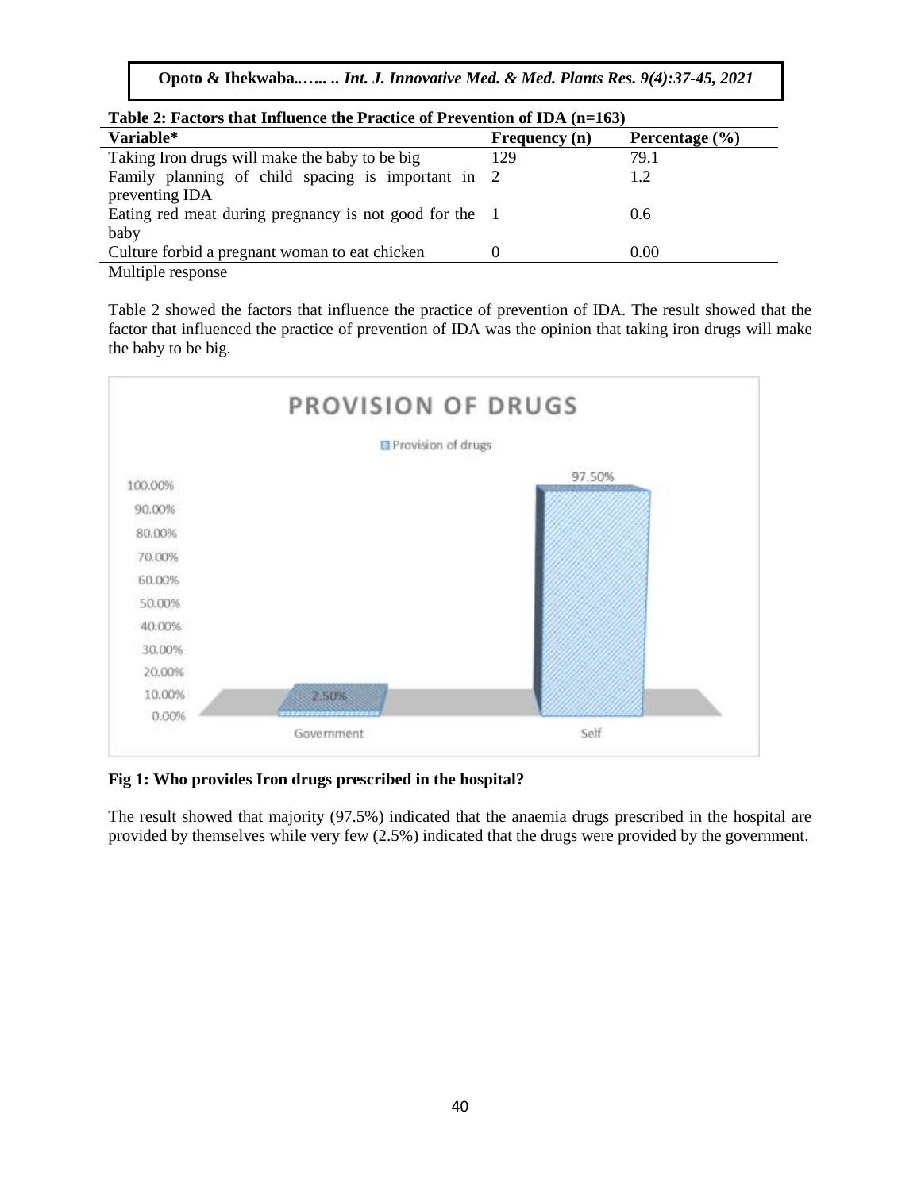**Table 2: Factors that Influence the Practice of Prevention of IDA (n=163)**

| Variable* | Frequency (n) | Percentage (%) |
|---|---|---|
| Taking Iron drugs will make the baby to be big | 129 | 79.1 |
| Family planning of child spacing is important in preventing IDA | 2 | 1.2 |
| Eating red meat during pregnancy is not good for the baby | 1 | 0.6 |
| Culture forbid a pregnant woman to eat chicken | 0 | 0.00 |

Multiple response

Table 2 showed the factors that influence the practice of prevention of IDA. The result showed that the factor that influenced the practice of prevention of IDA was the opinion that taking iron drugs will make the baby to be big.

**Fig 1: Who provides Iron drugs prescribed in the hospital?**

The result showed that majority (97.5%) indicated that the anaemia drugs prescribed in the hospital are provided by themselves while very few (2.5%) indicated that the drugs were provided by the government.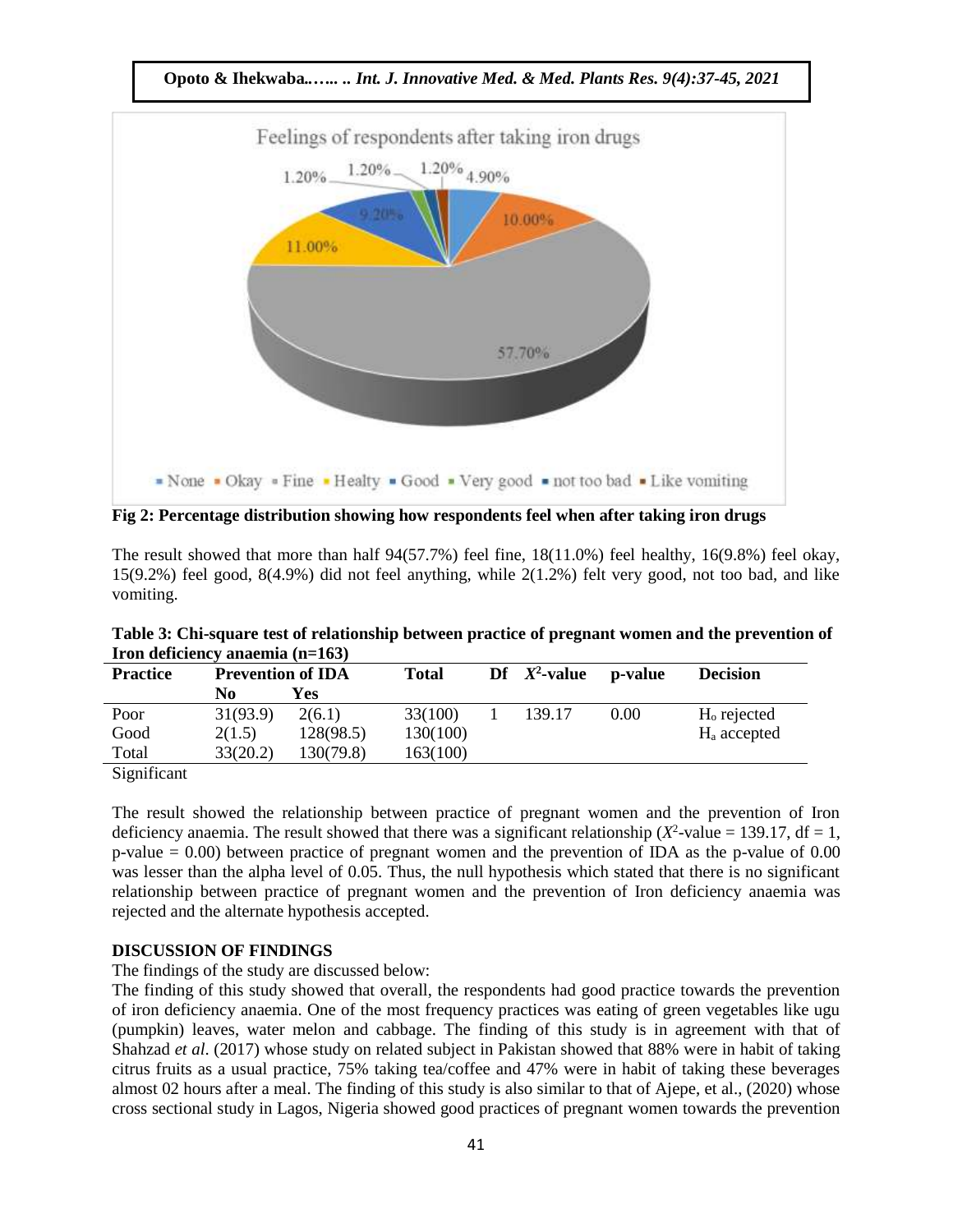Fig 2: Percentage distribution showing how respondents feel when after taking iron drugs

The result showed that more than half 94(57.7%) feel fine, 18(11.0%) feel healthy, 16(9.8%) feel okay, 15(9.2%) feel good, 8(4.9%) did not feel anything, while 2(1.2%) felt very good, not too bad, and like vomiting.

**Table 3: Chi-square test of relationship between practice of pregnant women and the prevention of Iron deficiency anaemia (n=163)**

| Practice | Prevention of IDA | | Total | Df | $X^2$-value | p-value | Decision |
|---|---|---|---|---|---|---|---|
| | No | Yes | | | | | |
| Poor | 31(93.9) | 2(6.1) | 33(100) | 1 | 139.17 | 0.00 | $H_o$ rejected |
| Good | 2(1.5) | 128(98.5) | 130(100) | | | | $H_a$ accepted |
| Total | 33(20.2) | 130(79.8) | 163(100) | | | | |

Significant

The result showed the relationship between practice of pregnant women and the prevention of Iron deficiency anaemia. The result showed that there was a significant relationship ($X^2$-value = 139.17, df = 1, p-value = 0.00) between practice of pregnant women and the prevention of IDA as the p-value of 0.00 was lesser than the alpha level of 0.05. Thus, the null hypothesis which stated that there is no significant relationship between practice of pregnant women and the prevention of Iron deficiency anaemia was rejected and the alternate hypothesis accepted.

## DISCUSSION OF FINDINGS

The findings of the study are discussed below:

The finding of this study showed that overall, the respondents had good practice towards the prevention of iron deficiency anaemia. One of the most frequency practices was eating of green vegetables like ugu (pumpkin) leaves, water melon and cabbage. The finding of this study is in agreement with that of Shahzad *et al*. (2017) whose study on related subject in Pakistan showed that 88% were in habit of taking citrus fruits as a usual practice, 75% taking tea/coffee and 47% were in habit of taking these beverages almost 02 hours after a meal. The finding of this study is also similar to that of Ajepe, et al., (2020) whose cross sectional study in Lagos, Nigeria showed good practices of pregnant women towards the prevention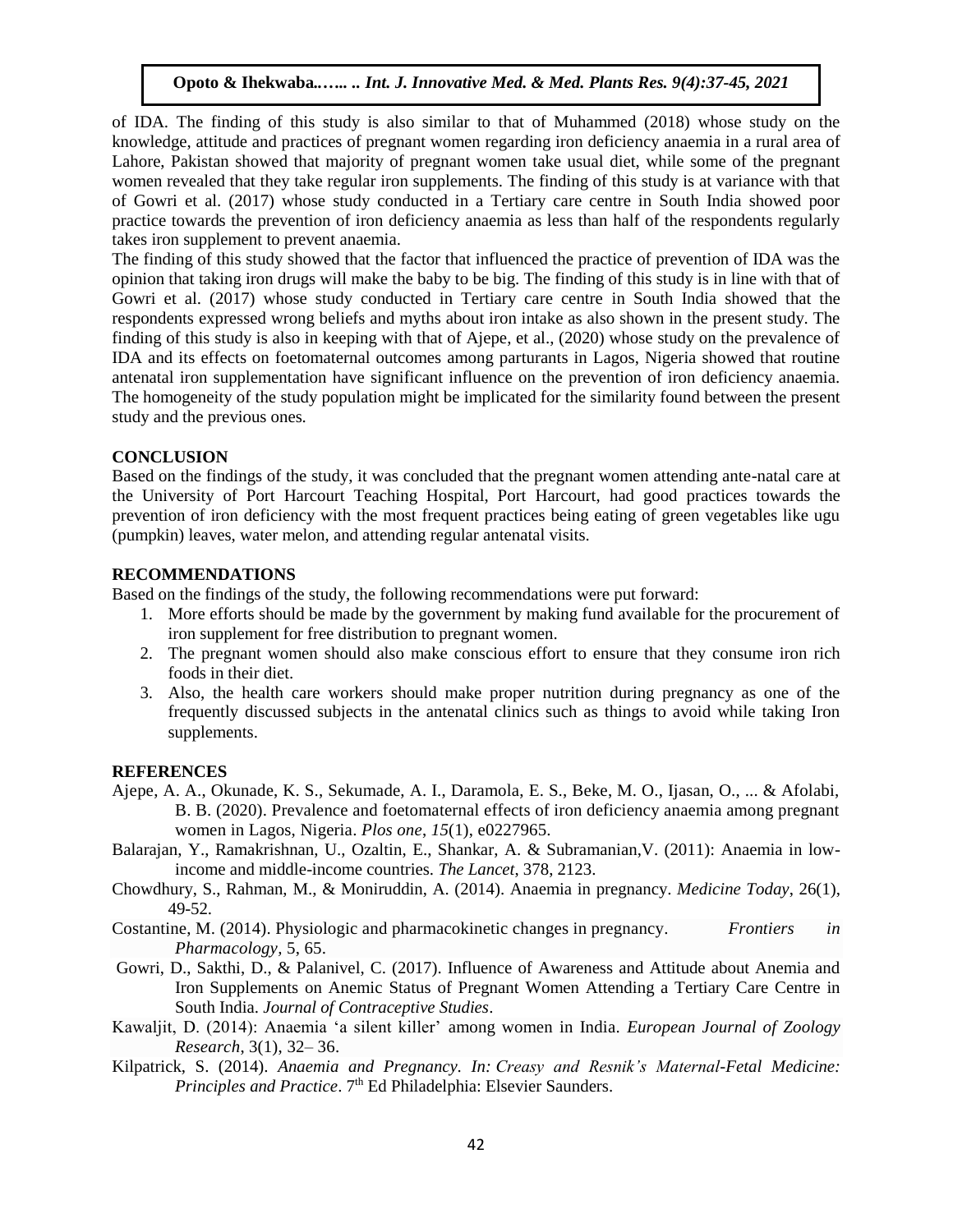of IDA. The finding of this study is also similar to that of Muhammed (2018) whose study on the knowledge, attitude and practices of pregnant women regarding iron deficiency anaemia in a rural area of Lahore, Pakistan showed that majority of pregnant women take usual diet, while some of the pregnant women revealed that they take regular iron supplements. The finding of this study is at variance with that of Gowri et al. (2017) whose study conducted in a Tertiary care centre in South India showed poor practice towards the prevention of iron deficiency anaemia as less than half of the respondents regularly takes iron supplement to prevent anaemia.

The finding of this study showed that the factor that influenced the practice of prevention of IDA was the opinion that taking iron drugs will make the baby to be big. The finding of this study is in line with that of Gowri et al. (2017) whose study conducted in Tertiary care centre in South India showed that the respondents expressed wrong beliefs and myths about iron intake as also shown in the present study. The finding of this study is also in keeping with that of Ajepe, et al., (2020) whose study on the prevalence of IDA and its effects on foetomaternal outcomes among parturants in Lagos, Nigeria showed that routine antenatal iron supplementation have significant influence on the prevention of iron deficiency anaemia. The homogeneity of the study population might be implicated for the similarity found between the present study and the previous ones.

## CONCLUSION

Based on the findings of the study, it was concluded that the pregnant women attending ante-natal care at the University of Port Harcourt Teaching Hospital, Port Harcourt, had good practices towards the prevention of iron deficiency with the most frequent practices being eating of green vegetables like ugu (pumpkin) leaves, water melon, and attending regular antenatal visits.

## RECOMMENDATIONS

Based on the findings of the study, the following recommendations were put forward:

1. More efforts should be made by the government by making fund available for the procurement of iron supplement for free distribution to pregnant women.
2. The pregnant women should also make conscious effort to ensure that they consume iron rich foods in their diet.
3. Also, the health care workers should make proper nutrition during pregnancy as one of the frequently discussed subjects in the antenatal clinics such as things to avoid while taking Iron supplements.

## REFERENCES

Ajepe, A. A., Okunade, K. S., Sekumade, A. I., Daramola, E. S., Beke, M. O., Ijasan, O., ... & Afolabi, B. B. (2020). Prevalence and foetomaternal effects of iron deficiency anaemia among pregnant women in Lagos, Nigeria. *Plos one*, *15*(1), e0227965.

Balarajan, Y., Ramakrishnan, U., Ozaltin, E., Shankar, A. & Subramanian,V. (2011): Anaemia in low-income and middle-income countries. *The Lancet*, 378, 2123.

Chowdhury, S., Rahman, M., & Moniruddin, A. (2014). Anaemia in pregnancy. *Medicine Today*, 26(1), 49-52.

Costantine, M. (2014). Physiologic and pharmacokinetic changes in pregnancy. *Frontiers in Pharmacology*, 5, 65.

Gowri, D., Sakthi, D., & Palanivel, C. (2017). Influence of Awareness and Attitude about Anemia and Iron Supplements on Anemic Status of Pregnant Women Attending a Tertiary Care Centre in South India. *Journal of Contraceptive Studies*.

Kawaljit, D. (2014): Anaemia 'a silent killer' among women in India. *European Journal of Zoology Research*, 3(1), 32– 36.

Kilpatrick, S. (2014). *Anaemia and Pregnancy. In: Creasy and Resnik's Maternal-Fetal Medicine: Principles and Practice*. 7th Ed Philadelphia: Elsevier Saunders.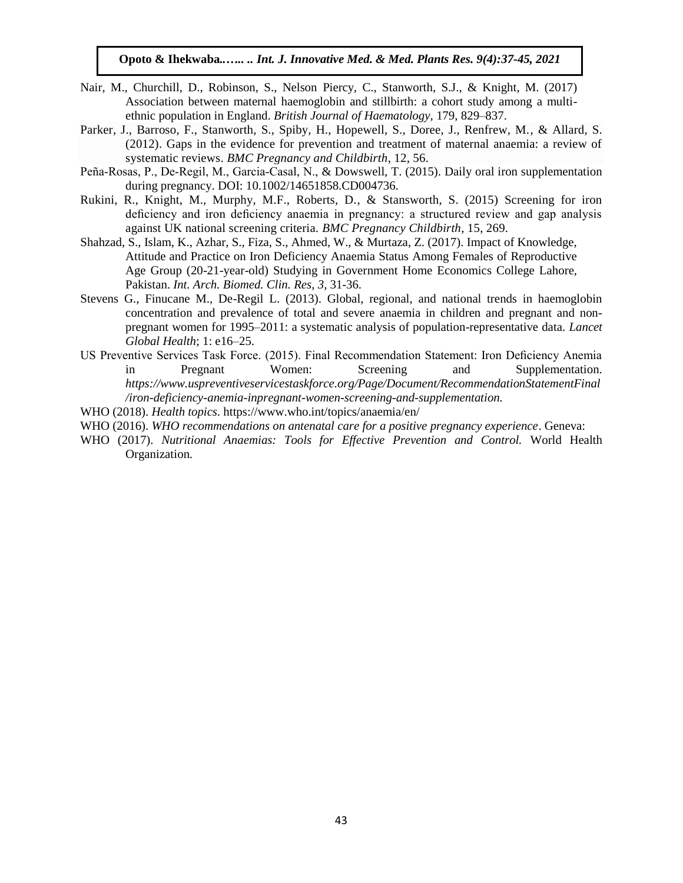Nair, M., Churchill, D., Robinson, S., Nelson Piercy, C., Stanworth, S.J., & Knight, M. (2017) Association between maternal haemoglobin and stillbirth: a cohort study among a multi-ethnic population in England. *British Journal of Haematology,* 179, 829–837.

Parker, J., Barroso, F., Stanworth, S., Spiby, H., Hopewell, S., Doree, J., Renfrew, M., & Allard, S. (2012). Gaps in the evidence for prevention and treatment of maternal anaemia: a review of systematic reviews. *BMC Pregnancy and Childbirth*, 12, 56.

Peña-Rosas, P., De-Regil, M., Garcia-Casal, N., & Dowswell, T. (2015). Daily oral iron supplementation during pregnancy. DOI: 10.1002/14651858.CD004736.

Rukini, R., Knight, M., Murphy, M.F., Roberts, D., & Stansworth, S. (2015) Screening for iron deficiency and iron deficiency anaemia in pregnancy: a structured review and gap analysis against UK national screening criteria. *BMC Pregnancy Childbirth*, 15, 269.

Shahzad, S., Islam, K., Azhar, S., Fiza, S., Ahmed, W., & Murtaza, Z. (2017). Impact of Knowledge, Attitude and Practice on Iron Deficiency Anaemia Status Among Females of Reproductive Age Group (20-21-year-old) Studying in Government Home Economics College Lahore, Pakistan. *Int. Arch. Biomed. Clin. Res, 3,* 31-36.

Stevens G., Finucane M., De-Regil L. (2013). Global, regional, and national trends in haemoglobin concentration and prevalence of total and severe anaemia in children and pregnant and non-pregnant women for 1995–2011: a systematic analysis of population-representative data. *Lancet Global Health*; 1: e16–25.

US Preventive Services Task Force. (2015). Final Recommendation Statement: Iron Deficiency Anemia in Pregnant Women: Screening and Supplementation. *https://www.uspreventiveservicestaskforce.org/Page/Document/RecommendationStatementFinal/iron-deficiency-anemia-inpregnant-women-screening-and-supplementation.*

WHO (2018). *Health topics*. https://www.who.int/topics/anaemia/en/

WHO (2016). *WHO recommendations on antenatal care for a positive pregnancy experience*. Geneva:

WHO (2017). *Nutritional Anaemias: Tools for Effective Prevention and Control.* World Health Organization.